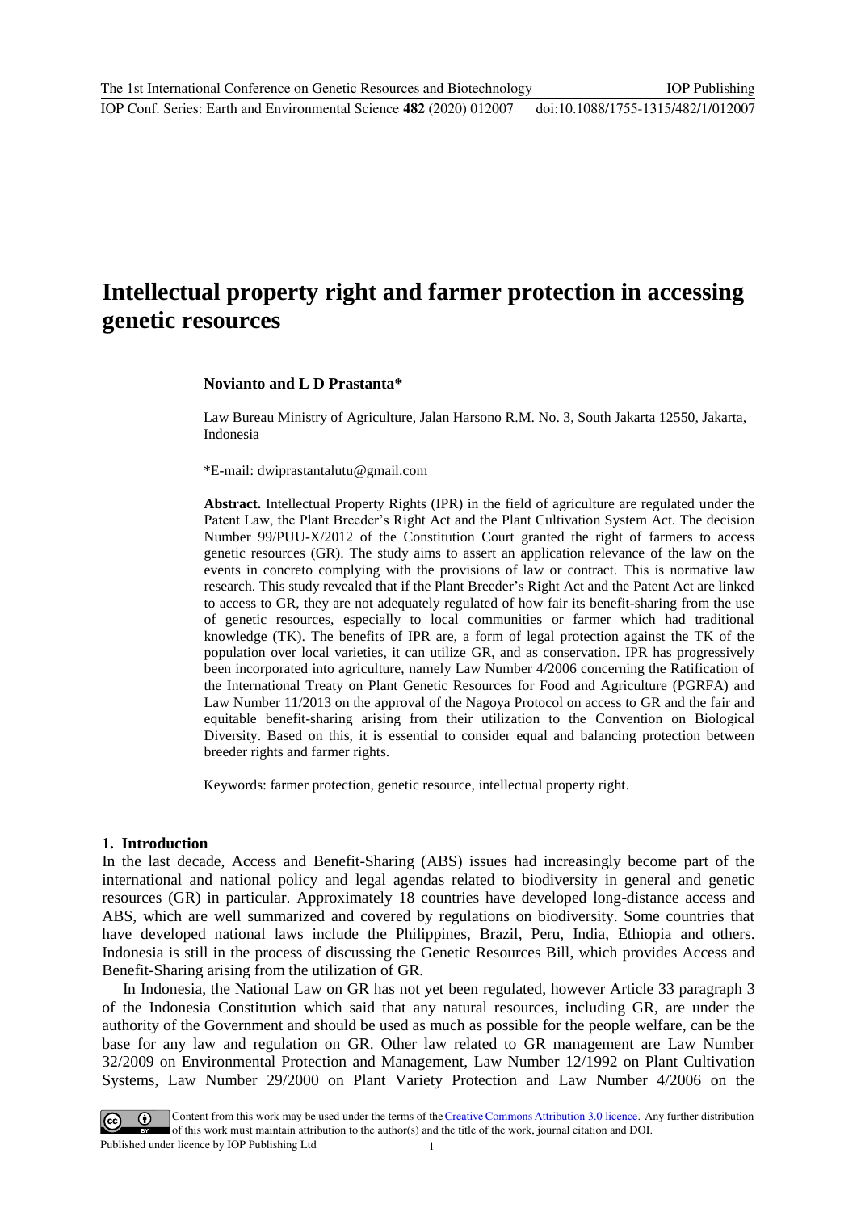# Intellectual property right and farmer protection in accessing genetic resources

**Novianto and L D Prastanta***

Law Bureau Ministry of Agriculture, Jalan Harsono R.M. No. 3, South Jakarta 12550, Jakarta, Indonesia

*E-mail: dwiprastantalutu@gmail.com

**Abstract.** Intellectual Property Rights (IPR) in the field of agriculture are regulated under the Patent Law, the Plant Breeder's Right Act and the Plant Cultivation System Act. The decision Number 99/PUU-X/2012 of the Constitution Court granted the right of farmers to access genetic resources (GR). The study aims to assert an application relevance of the law on the events in concreto complying with the provisions of law or contract. This is normative law research. This study revealed that if the Plant Breeder's Right Act and the Patent Act are linked to access to GR, they are not adequately regulated of how fair its benefit-sharing from the use of genetic resources, especially to local communities or farmer which had traditional knowledge (TK). The benefits of IPR are, a form of legal protection against the TK of the population over local varieties, it can utilize GR, and as conservation. IPR has progressively been incorporated into agriculture, namely Law Number 4/2006 concerning the Ratification of the International Treaty on Plant Genetic Resources for Food and Agriculture (PGRFA) and Law Number 11/2013 on the approval of the Nagoya Protocol on access to GR and the fair and equitable benefit-sharing arising from their utilization to the Convention on Biological Diversity. Based on this, it is essential to consider equal and balancing protection between breeder rights and farmer rights.

Keywords: farmer protection, genetic resource, intellectual property right.

## 1. Introduction

In the last decade, Access and Benefit-Sharing (ABS) issues had increasingly become part of the international and national policy and legal agendas related to biodiversity in general and genetic resources (GR) in particular. Approximately 18 countries have developed long-distance access and ABS, which are well summarized and covered by regulations on biodiversity. Some countries that have developed national laws include the Philippines, Brazil, Peru, India, Ethiopia and others. Indonesia is still in the process of discussing the Genetic Resources Bill, which provides Access and Benefit-Sharing arising from the utilization of GR.

In Indonesia, the National Law on GR has not yet been regulated, however Article 33 paragraph 3 of the Indonesia Constitution which said that any natural resources, including GR, are under the authority of the Government and should be used as much as possible for the people welfare, can be the base for any law and regulation on GR. Other law related to GR management are Law Number 32/2009 on Environmental Protection and Management, Law Number 12/1992 on Plant Cultivation Systems, Law Number 29/2000 on Plant Variety Protection and Law Number 4/2006 on the

Content from this work may be used under the terms of the Creative Commons Attribution 3.0 licence. Any further distribution of this work must maintain attribution to the author(s) and the title of the work, journal citation and DOI.
Published under licence by IOP Publishing Ltd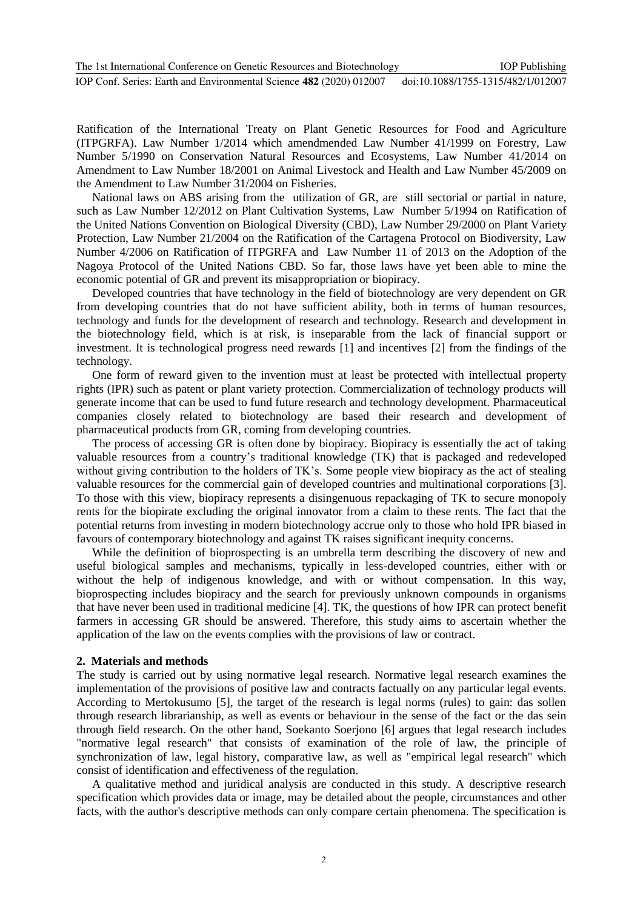Ratification of the International Treaty on Plant Genetic Resources for Food and Agriculture (ITPGRFA). Law Number 1/2014 which amendmended Law Number 41/1999 on Forestry, Law Number 5/1990 on Conservation Natural Resources and Ecosystems, Law Number 41/2014 on Amendment to Law Number 18/2001 on Animal Livestock and Health and Law Number 45/2009 on the Amendment to Law Number 31/2004 on Fisheries.

National laws on ABS arising from the utilization of GR, are still sectorial or partial in nature, such as Law Number 12/2012 on Plant Cultivation Systems, Law Number 5/1994 on Ratification of the United Nations Convention on Biological Diversity (CBD), Law Number 29/2000 on Plant Variety Protection, Law Number 21/2004 on the Ratification of the Cartagena Protocol on Biodiversity, Law Number 4/2006 on Ratification of ITPGRFA and Law Number 11 of 2013 on the Adoption of the Nagoya Protocol of the United Nations CBD. So far, those laws have yet been able to mine the economic potential of GR and prevent its misappropriation or biopiracy.

Developed countries that have technology in the field of biotechnology are very dependent on GR from developing countries that do not have sufficient ability, both in terms of human resources, technology and funds for the development of research and technology. Research and development in the biotechnology field, which is at risk, is inseparable from the lack of financial support or investment. It is technological progress need rewards [1] and incentives [2] from the findings of the technology.

One form of reward given to the invention must at least be protected with intellectual property rights (IPR) such as patent or plant variety protection. Commercialization of technology products will generate income that can be used to fund future research and technology development. Pharmaceutical companies closely related to biotechnology are based their research and development of pharmaceutical products from GR, coming from developing countries.

The process of accessing GR is often done by biopiracy. Biopiracy is essentially the act of taking valuable resources from a country's traditional knowledge (TK) that is packaged and redeveloped without giving contribution to the holders of TK's. Some people view biopiracy as the act of stealing valuable resources for the commercial gain of developed countries and multinational corporations [3]. To those with this view, biopiracy represents a disingenuous repackaging of TK to secure monopoly rents for the biopirate excluding the original innovator from a claim to these rents. The fact that the potential returns from investing in modern biotechnology accrue only to those who hold IPR biased in favours of contemporary biotechnology and against TK raises significant inequity concerns.

While the definition of bioprospecting is an umbrella term describing the discovery of new and useful biological samples and mechanisms, typically in less-developed countries, either with or without the help of indigenous knowledge, and with or without compensation. In this way, bioprospecting includes biopiracy and the search for previously unknown compounds in organisms that have never been used in traditional medicine [4]. TK, the questions of how IPR can protect benefit farmers in accessing GR should be answered. Therefore, this study aims to ascertain whether the application of the law on the events complies with the provisions of law or contract.

## 2. Materials and methods

The study is carried out by using normative legal research. Normative legal research examines the implementation of the provisions of positive law and contracts factually on any particular legal events. According to Mertokusumo [5], the target of the research is legal norms (rules) to gain: das sollen through research librarianship, as well as events or behaviour in the sense of the fact or the das sein through field research. On the other hand, Soekanto Soerjono [6] argues that legal research includes "normative legal research" that consists of examination of the role of law, the principle of synchronization of law, legal history, comparative law, as well as "empirical legal research" which consist of identification and effectiveness of the regulation.

A qualitative method and juridical analysis are conducted in this study. A descriptive research specification which provides data or image, may be detailed about the people, circumstances and other facts, with the author's descriptive methods can only compare certain phenomena. The specification is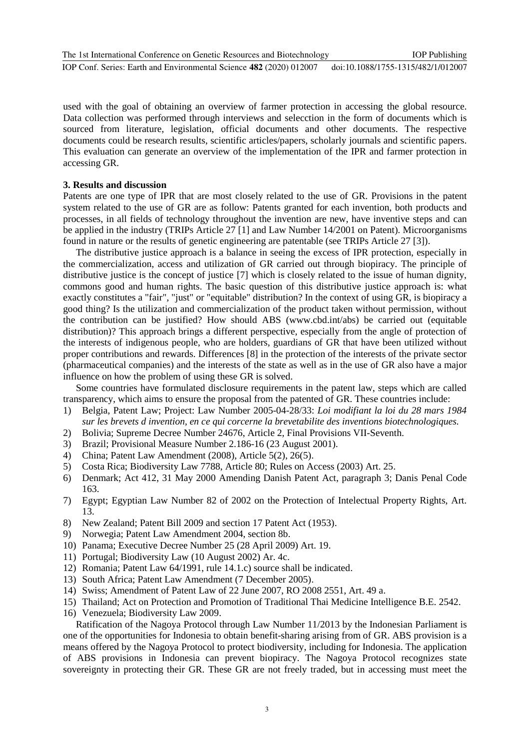used with the goal of obtaining an overview of farmer protection in accessing the global resource. Data collection was performed through interviews and selecction in the form of documents which is sourced from literature, legislation, official documents and other documents. The respective documents could be research results, scientific articles/papers, scholarly journals and scientific papers. This evaluation can generate an overview of the implementation of the IPR and farmer protection in accessing GR.

## 3. Results and discussion

Patents are one type of IPR that are most closely related to the use of GR. Provisions in the patent system related to the use of GR are as follow: Patents granted for each invention, both products and processes, in all fields of technology throughout the invention are new, have inventive steps and can be applied in the industry (TRIPs Article 27 [1] and Law Number 14/2001 on Patent). Microorganisms found in nature or the results of genetic engineering are patentable (see TRIPs Article 27 [3]).

The distributive justice approach is a balance in seeing the excess of IPR protection, especially in the commercialization, access and utilization of GR carried out through biopiracy. The principle of distributive justice is the concept of justice [7] which is closely related to the issue of human dignity, commons good and human rights. The basic question of this distributive justice approach is: what exactly constitutes a "fair", "just" or "equitable" distribution? In the context of using GR, is biopiracy a good thing? Is the utilization and commercialization of the product taken without permission, without the contribution can be justified? How should ABS (www.cbd.int/abs) be carried out (equitable distribution)? This approach brings a different perspective, especially from the angle of protection of the interests of indigenous people, who are holders, guardians of GR that have been utilized without proper contributions and rewards. Differences [8] in the protection of the interests of the private sector (pharmaceutical companies) and the interests of the state as well as in the use of GR also have a major influence on how the problem of using these GR is solved.

Some countries have formulated disclosure requirements in the patent law, steps which are called transparency, which aims to ensure the proposal from the patented of GR. These countries include:

1) Belgia, Patent Law; Project: Law Number 2005-04-28/33: *Loi modifiant la loi du 28 mars 1984 sur les brevets d invention, en ce qui corcerne la brevetabilite des inventions biotechnologiques.*
2) Bolivia; Supreme Decree Number 24676, Article 2, Final Provisions VII-Seventh.
3) Brazil; Provisional Measure Number 2.186-16 (23 August 2001).
4) China; Patent Law Amendment (2008), Article 5(2), 26(5).
5) Costa Rica; Biodiversity Law 7788, Article 80; Rules on Access (2003) Art. 25.
6) Denmark; Act 412, 31 May 2000 Amending Danish Patent Act, paragraph 3; Danis Penal Code 163.
7) Egypt; Egyptian Law Number 82 of 2002 on the Protection of Intelectual Property Rights, Art. 13.
8) New Zealand; Patent Bill 2009 and section 17 Patent Act (1953).
9) Norwegia; Patent Law Amendment 2004, section 8b.
10) Panama; Executive Decree Number 25 (28 April 2009) Art. 19.
11) Portugal; Biodiversity Law (10 August 2002) Ar. 4c.
12) Romania; Patent Law 64/1991, rule 14.1.c) source shall be indicated.
13) South Africa; Patent Law Amendment (7 December 2005).
14) Swiss; Amendment of Patent Law of 22 June 2007, RO 2008 2551, Art. 49 a.
15) Thailand; Act on Protection and Promotion of Traditional Thai Medicine Intelligence B.E. 2542.
16) Venezuela; Biodiversity Law 2009.

Ratification of the Nagoya Protocol through Law Number 11/2013 by the Indonesian Parliament is one of the opportunities for Indonesia to obtain benefit-sharing arising from of GR. ABS provision is a means offered by the Nagoya Protocol to protect biodiversity, including for Indonesia. The application of ABS provisions in Indonesia can prevent biopiracy. The Nagoya Protocol recognizes state sovereignty in protecting their GR. These GR are not freely traded, but in accessing must meet the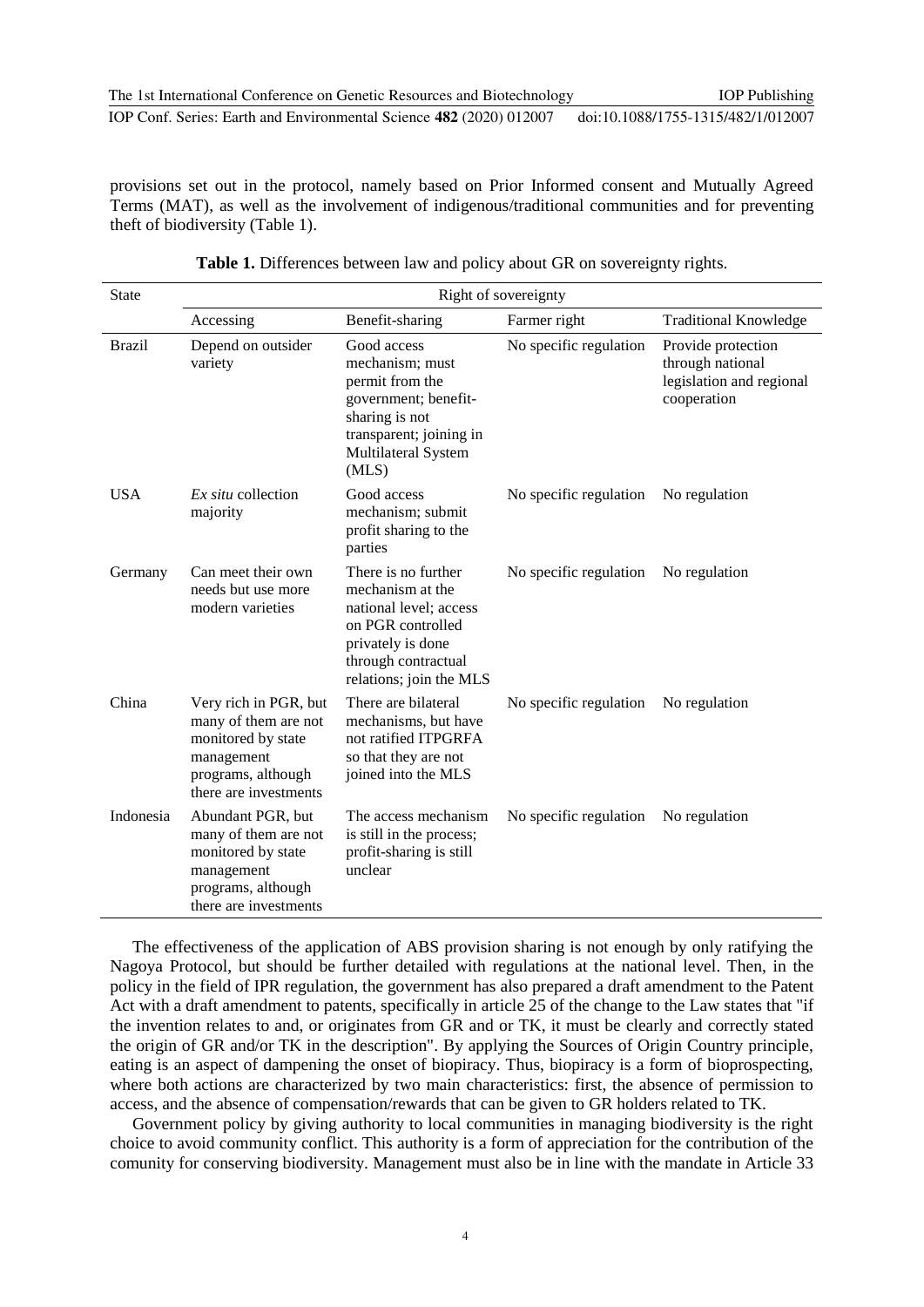provisions set out in the protocol, namely based on Prior Informed consent and Mutually Agreed Terms (MAT), as well as the involvement of indigenous/traditional communities and for preventing theft of biodiversity (Table 1).

**Table 1.** Differences between law and policy about GR on sovereignty rights.

| State | Right of sovereignty | | | |
|---|---|---|---|---|
| | Accessing | Benefit-sharing | Farmer right | Traditional Knowledge |
| Brazil | Depend on outsider variety | Good access mechanism; must permit from the government; benefit-sharing is not transparent; joining in Multilateral System (MLS) | No specific regulation | Provide protection through national legislation and regional cooperation |
| USA | *Ex situ* collection majority | Good access mechanism; submit profit sharing to the parties | No specific regulation | No regulation |
| Germany | Can meet their own needs but use more modern varieties | There is no further mechanism at the national level; access on PGR controlled privately is done through contractual relations; join the MLS | No specific regulation | No regulation |
| China | Very rich in PGR, but many of them are not monitored by state management programs, although there are investments | There are bilateral mechanisms, but have not ratified ITPGRFA so that they are not joined into the MLS | No specific regulation | No regulation |
| Indonesia | Abundant PGR, but many of them are not monitored by state management programs, although there are investments | The access mechanism is still in the process; profit-sharing is still unclear | No specific regulation | No regulation |

The effectiveness of the application of ABS provision sharing is not enough by only ratifying the Nagoya Protocol, but should be further detailed with regulations at the national level. Then, in the policy in the field of IPR regulation, the government has also prepared a draft amendment to the Patent Act with a draft amendment to patents, specifically in article 25 of the change to the Law states that "if the invention relates to and, or originates from GR and or TK, it must be clearly and correctly stated the origin of GR and/or TK in the description". By applying the Sources of Origin Country principle, eating is an aspect of dampening the onset of biopiracy. Thus, biopiracy is a form of bioprospecting, where both actions are characterized by two main characteristics: first, the absence of permission to access, and the absence of compensation/rewards that can be given to GR holders related to TK.

Government policy by giving authority to local communities in managing biodiversity is the right choice to avoid community conflict. This authority is a form of appreciation for the contribution of the comunity for conserving biodiversity. Management must also be in line with the mandate in Article 33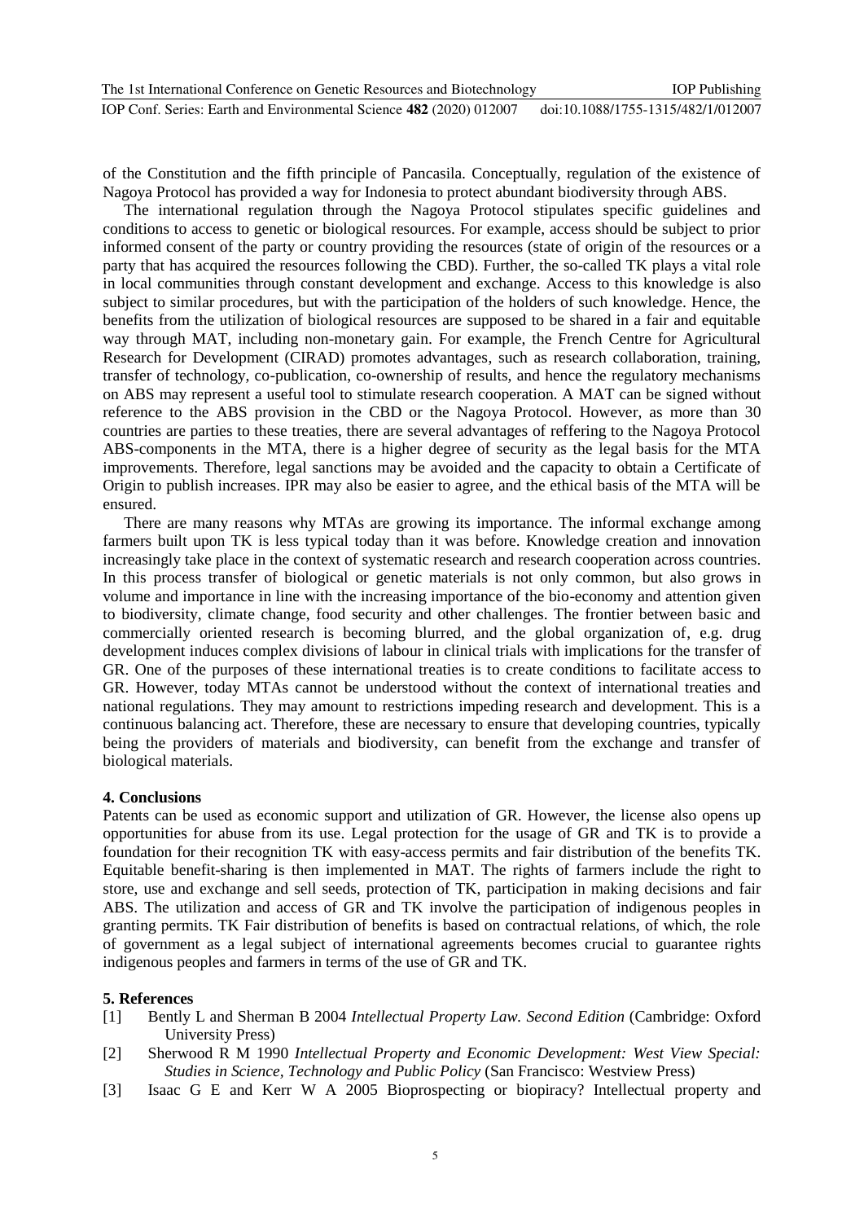of the Constitution and the fifth principle of Pancasila. Conceptually, regulation of the existence of Nagoya Protocol has provided a way for Indonesia to protect abundant biodiversity through ABS.

The international regulation through the Nagoya Protocol stipulates specific guidelines and conditions to access to genetic or biological resources. For example, access should be subject to prior informed consent of the party or country providing the resources (state of origin of the resources or a party that has acquired the resources following the CBD). Further, the so-called TK plays a vital role in local communities through constant development and exchange. Access to this knowledge is also subject to similar procedures, but with the participation of the holders of such knowledge. Hence, the benefits from the utilization of biological resources are supposed to be shared in a fair and equitable way through MAT, including non-monetary gain. For example, the French Centre for Agricultural Research for Development (CIRAD) promotes advantages, such as research collaboration, training, transfer of technology, co-publication, co-ownership of results, and hence the regulatory mechanisms on ABS may represent a useful tool to stimulate research cooperation. A MAT can be signed without reference to the ABS provision in the CBD or the Nagoya Protocol. However, as more than 30 countries are parties to these treaties, there are several advantages of reffering to the Nagoya Protocol ABS-components in the MTA, there is a higher degree of security as the legal basis for the MTA improvements. Therefore, legal sanctions may be avoided and the capacity to obtain a Certificate of Origin to publish increases. IPR may also be easier to agree, and the ethical basis of the MTA will be ensured.

There are many reasons why MTAs are growing its importance. The informal exchange among farmers built upon TK is less typical today than it was before. Knowledge creation and innovation increasingly take place in the context of systematic research and research cooperation across countries. In this process transfer of biological or genetic materials is not only common, but also grows in volume and importance in line with the increasing importance of the bio-economy and attention given to biodiversity, climate change, food security and other challenges. The frontier between basic and commercially oriented research is becoming blurred, and the global organization of, e.g. drug development induces complex divisions of labour in clinical trials with implications for the transfer of GR. One of the purposes of these international treaties is to create conditions to facilitate access to GR. However, today MTAs cannot be understood without the context of international treaties and national regulations. They may amount to restrictions impeding research and development. This is a continuous balancing act. Therefore, these are necessary to ensure that developing countries, typically being the providers of materials and biodiversity, can benefit from the exchange and transfer of biological materials.

## 4. Conclusions

Patents can be used as economic support and utilization of GR. However, the license also opens up opportunities for abuse from its use. Legal protection for the usage of GR and TK is to provide a foundation for their recognition TK with easy-access permits and fair distribution of the benefits TK. Equitable benefit-sharing is then implemented in MAT. The rights of farmers include the right to store, use and exchange and sell seeds, protection of TK, participation in making decisions and fair ABS. The utilization and access of GR and TK involve the participation of indigenous peoples in granting permits. TK Fair distribution of benefits is based on contractual relations, of which, the role of government as a legal subject of international agreements becomes crucial to guarantee rights indigenous peoples and farmers in terms of the use of GR and TK.

## 5. References

[1] Bently L and Sherman B 2004 *Intellectual Property Law. Second Edition* (Cambridge: Oxford University Press)

[2] Sherwood R M 1990 *Intellectual Property and Economic Development: West View Special: Studies in Science, Technology and Public Policy* (San Francisco: Westview Press)

[3] Isaac G E and Kerr W A 2005 Bioprospecting or biopiracy? Intellectual property and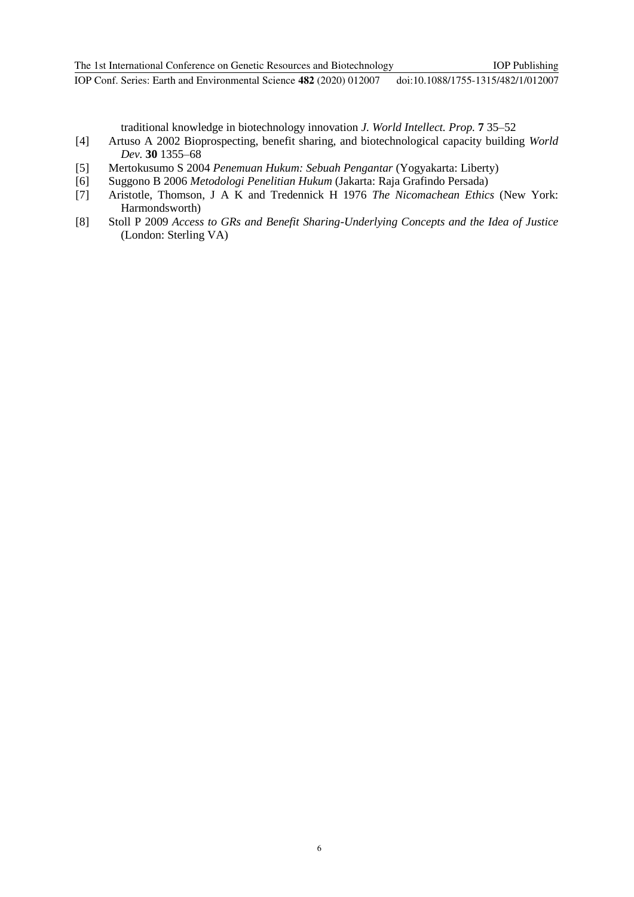traditional knowledge in biotechnology innovation *J. World Intellect. Prop.* **7** 35–52

[4] Artuso A 2002 Bioprospecting, benefit sharing, and biotechnological capacity building *World Dev.* **30** 1355–68

[5] Mertokusumo S 2004 *Penemuan Hukum: Sebuah Pengantar* (Yogyakarta: Liberty)

[6] Suggono B 2006 *Metodologi Penelitian Hukum* (Jakarta: Raja Grafindo Persada)

[7] Aristotle, Thomson, J A K and Tredennick H 1976 *The Nicomachean Ethics* (New York: Harmondsworth)

[8] Stoll P 2009 *Access to GRs and Benefit Sharing-Underlying Concepts and the Idea of Justice* (London: Sterling VA)